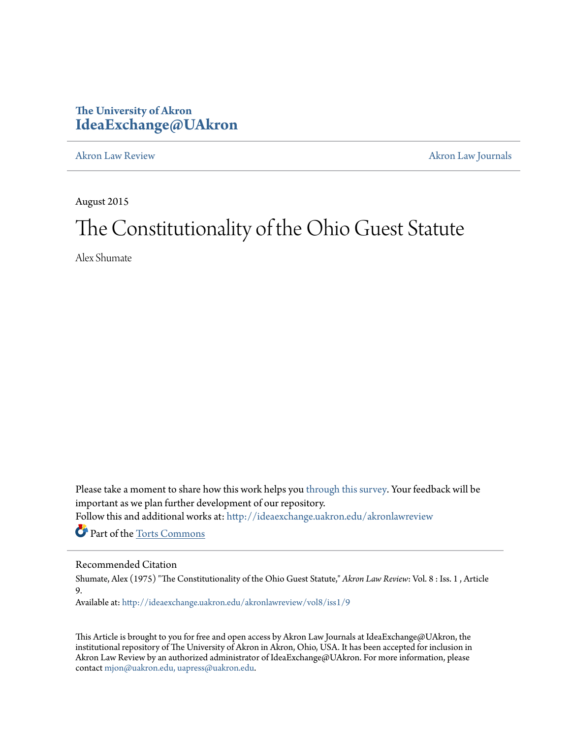The University of Akron
**IdeaExchange@UAkron**

Akron Law Review | Akron Law Journals

August 2015

# The Constitutionality of the Ohio Guest Statute

Alex Shumate

Please take a moment to share how this work helps you through this survey. Your feedback will be important as we plan further development of our repository.

Follow this and additional works at: http://ideaexchange.uakron.edu/akronlawreview

Part of the Torts Commons

---

Recommended Citation

Shumate, Alex (1975) "The Constitutionality of the Ohio Guest Statute," *Akron Law Review*: Vol. 8 : Iss. 1 , Article 9.

Available at: http://ideaexchange.uakron.edu/akronlawreview/vol8/iss1/9

This Article is brought to you for free and open access by Akron Law Journals at IdeaExchange@UAkron, the institutional repository of The University of Akron in Akron, Ohio, USA. It has been accepted for inclusion in Akron Law Review by an authorized administrator of IdeaExchange@UAkron. For more information, please contact mjon@uakron.edu, uapress@uakron.edu.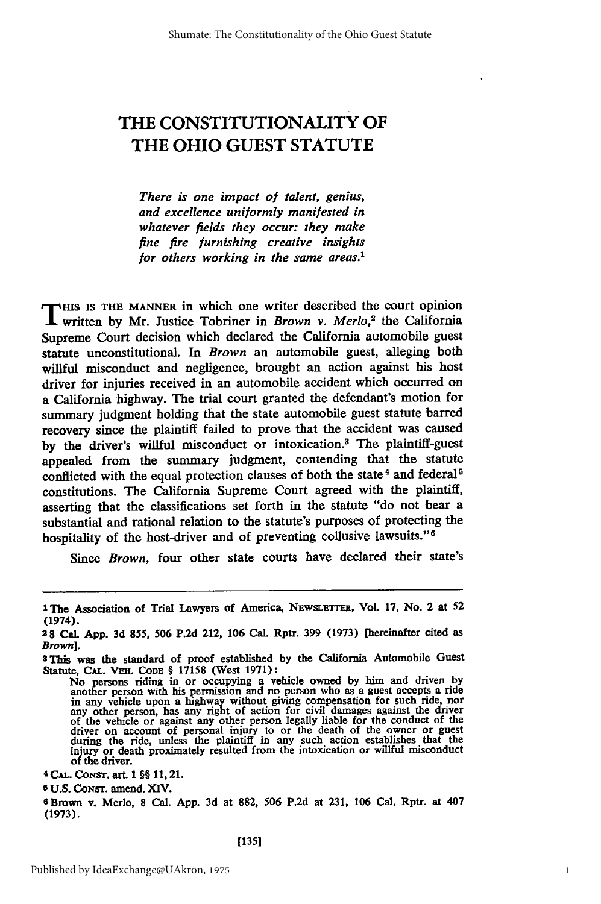# THE CONSTITUTIONALITY OF THE OHIO GUEST STATUTE

*There is one impact of talent, genius, and excellence uniformly manifested in whatever fields they occur: they make fine fire furnishing creative insights for others working in the same areas.*[1]

THIS IS THE MANNER in which one writer described the court opinion written by Mr. Justice Tobriner in *Brown v. Merlo*,[2] the California Supreme Court decision which declared the California automobile guest statute unconstitutional. In *Brown* an automobile guest, alleging both willful misconduct and negligence, brought an action against his host driver for injuries received in an automobile accident which occurred on a California highway. The trial court granted the defendant's motion for summary judgment holding that the state automobile guest statute barred recovery since the plaintiff failed to prove that the accident was caused by the driver's willful misconduct or intoxication.[3] The plaintiff-guest appealed from the summary judgment, contending that the statute conflicted with the equal protection clauses of both the state[4] and federal[5] constitutions. The California Supreme Court agreed with the plaintiff, asserting that the classifications set forth in the statute "do not bear a substantial and rational relation to the statute's purposes of protecting the hospitality of the host-driver and of preventing collusive lawsuits."[6]

Since *Brown*, four other state courts have declared their state's

---

[1] The Association of Trial Lawyers of America, NEWSLETTER, Vol. 17, No. 2 at 52 (1974).

[2] 8 Cal. App. 3d 855, 506 P.2d 212, 106 Cal. Rptr. 399 (1973) [hereinafter cited as *Brown*].

[3] This was the standard of proof established by the California Automobile Guest Statute, CAL. VEH. CODE § 17158 (West 1971):

> No persons riding in or occupying a vehicle owned by him and driven by another person with his permission and no person who as a guest accepts a ride in any vehicle upon a highway without giving compensation for such ride, nor any other person, has any right of action for civil damages against the driver of the vehicle or against any other person legally liable for the conduct of the driver on account of personal injury to or the death of the owner or guest during the ride, unless the plaintiff in any such action establishes that the injury or death proximately resulted from the intoxication or willful misconduct of the driver.

[4] CAL. CONST. art. 1 §§ 11, 21.

[5] U.S. CONST. amend. XIV.

[6] Brown v. Merlo, 8 Cal. App. 3d at 882, 506 P.2d at 231, 106 Cal. Rptr. at 407 (1973).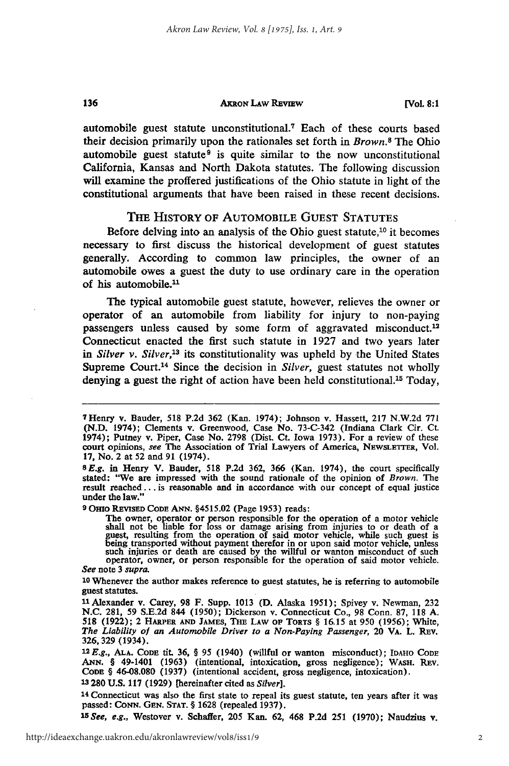automobile guest statute unconstitutional.[7] Each of these courts based their decision primarily upon the rationales set forth in *Brown*.[8] The Ohio automobile guest statute[9] is quite similar to the now unconstitutional California, Kansas and North Dakota statutes. The following discussion will examine the proffered justifications of the Ohio statute in light of the constitutional arguments that have been raised in these recent decisions.

## THE HISTORY OF AUTOMOBILE GUEST STATUTES

Before delving into an analysis of the Ohio guest statute,[10] it becomes necessary to first discuss the historical development of guest statutes generally. According to common law principles, the owner of an automobile owes a guest the duty to use ordinary care in the operation of his automobile.[11]

The typical automobile guest statute, however, relieves the owner or operator of an automobile from liability for injury to non-paying passengers unless caused by some form of aggravated misconduct.[12] Connecticut enacted the first such statute in 1927 and two years later in *Silver v. Silver*,[13] its constitutionality was upheld by the United States Supreme Court.[14] Since the decision in *Silver*, guest statutes not wholly denying a guest the right of action have been held constitutional.[15] Today,

---

[7] Henry v. Bauder, 518 P.2d 362 (Kan. 1974); Johnson v. Hassett, 217 N.W.2d 771 (N.D. 1974); Clements v. Greenwood, Case No. 73-C-342 (Indiana Clark Cir. Ct. 1974); Putney v. Piper, Case No. 2798 (Dist. Ct. Iowa 1973). For a review of these court opinions, *see* The Association of Trial Lawyers of America, NEWSLETTER, Vol. 17, No. 2 at 52 and 91 (1974).

[8] *E.g.* in Henry V. Bauder, 518 P.2d 362, 366 (Kan. 1974), the court specifically stated: "We are impressed with the sound rationale of the opinion of *Brown*. The result reached . . . is reasonable and in accordance with our concept of equal justice under the law."

[9] OHIO REVISED CODE ANN. §4515.02 (Page 1953) reads:

> The owner, operator or person responsible for the operation of a motor vehicle shall not be liable for loss or damage arising from injuries to or death of a guest, resulting from the operation of said motor vehicle, while such guest is being transported without payment therefor in or upon said motor vehicle, unless such injuries or death are caused by the willful or wanton misconduct of such operator, owner, or person responsible for the operation of said motor vehicle.

*See* note 3 *supra*.

[10] Whenever the author makes reference to guest statutes, he is referring to automobile guest statutes.

[11] Alexander v. Carey, 98 F. Supp. 1013 (D. Alaska 1951); Spivey v. Newman, 232 N.C. 281, 59 S.E.2d 844 (1950); Dickerson v. Connecticut Co., 98 Conn. 87, 118 A. 518 (1922); 2 HARPER AND JAMES, THE LAW OF TORTS § 16.15 at 950 (1956); White, *The Liability of an Automobile Driver to a Non-Paying Passenger*, 20 VA. L. REV. 326, 329 (1934).

[12] *E.g.*, ALA. CODE tit. 36, § 95 (1940) (willful or wanton misconduct); IDAHO CODE ANN. § 49-1401 (1963) (intentional, intoxication, gross negligence); WASH. REV. CODE § 46-08.080 (1937) (intentional accident, gross negligence, intoxication).

[13] 280 U.S. 117 (1929) [hereinafter cited as *Silver*].

[14] Connecticut was also the first state to repeal its guest statute, ten years after it was passed: CONN. GEN. STAT. § 1628 (repealed 1937).

[15] *See, e.g.*, Westover v. Schaffer, 205 Kan. 62, 468 P.2d 251 (1970); Naudzius v.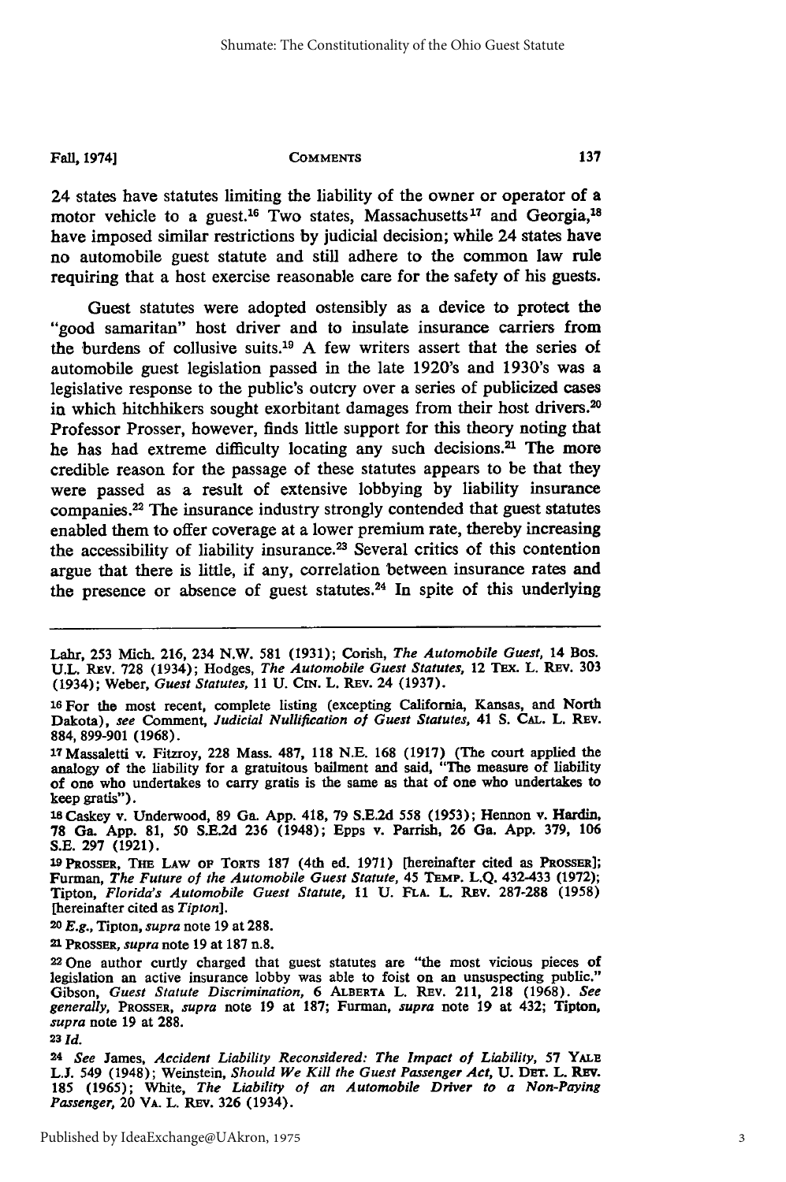24 states have statutes limiting the liability of the owner or operator of a motor vehicle to a guest.[16] Two states, Massachusetts[17] and Georgia,[18] have imposed similar restrictions by judicial decision; while 24 states have no automobile guest statute and still adhere to the common law rule requiring that a host exercise reasonable care for the safety of his guests.

Guest statutes were adopted ostensibly as a device to protect the "good samaritan" host driver and to insulate insurance carriers from the burdens of collusive suits.[19] A few writers assert that the series of automobile guest legislation passed in the late 1920's and 1930's was a legislative response to the public's outcry over a series of publicized cases in which hitchhikers sought exorbitant damages from their host drivers.[20] Professor Prosser, however, finds little support for this theory noting that he has had extreme difficulty locating any such decisions.[21] The more credible reason for the passage of these statutes appears to be that they were passed as a result of extensive lobbying by liability insurance companies.[22] The insurance industry strongly contended that guest statutes enabled them to offer coverage at a lower premium rate, thereby increasing the accessibility of liability insurance.[23] Several critics of this contention argue that there is little, if any, correlation between insurance rates and the presence or absence of guest statutes.[24] In spite of this underlying

---

Lahr, 253 Mich. 216, 234 N.W. 581 (1931); Corish, *The Automobile Guest*, 14 Bos. U.L. Rev. 728 (1934); Hodges, *The Automobile Guest Statutes*, 12 Tex. L. Rev. 303 (1934); Weber, *Guest Statutes*, 11 U. Cin. L. Rev. 24 (1937).

16 For the most recent, complete listing (excepting California, Kansas, and North Dakota), *see* Comment, *Judicial Nullification of Guest Statutes*, 41 S. Cal. L. Rev. 884, 899-901 (1968).

17 Massaletti v. Fitzroy, 228 Mass. 487, 118 N.E. 168 (1917) (The court applied the analogy of the liability for a gratuitous bailment and said, "The measure of liability of one who undertakes to carry gratis is the same as that of one who undertakes to keep gratis").

18 Caskey v. Underwood, 89 Ga. App. 418, 79 S.E.2d 558 (1953); Hennon v. Hardin, 78 Ga. App. 81, 50 S.E.2d 236 (1948); Epps v. Parrish, 26 Ga. App. 379, 106 S.E. 297 (1921).

19 Prosser, The Law of Torts 187 (4th ed. 1971) [hereinafter cited as Prosser]; Furman, *The Future of the Automobile Guest Statute*, 45 Temp. L.Q. 432-433 (1972); Tipton, *Florida's Automobile Guest Statute*, 11 U. Fla. L. Rev. 287-288 (1958) [hereinafter cited as *Tipton*].

20 *E.g.*, Tipton, *supra* note 19 at 288.

21 Prosser, *supra* note 19 at 187 n.8.

22 One author curtly charged that guest statutes are "the most vicious pieces of legislation an active insurance lobby was able to foist on an unsuspecting public." Gibson, *Guest Statute Discrimination*, 6 Alberta L. Rev. 211, 218 (1968). *See generally*, Prosser, *supra* note 19 at 187; Furman, *supra* note 19 at 432; Tipton, *supra* note 19 at 288.

23 *Id.*

24 *See* James, *Accident Liability Reconsidered: The Impact of Liability*, 57 Yale L.J. 549 (1948); Weinstein, *Should We Kill the Guest Passenger Act*, U. Det. L. Rev. 185 (1965); White, *The Liability of an Automobile Driver to a Non-Paying Passenger*, 20 Va. L. Rev. 326 (1934).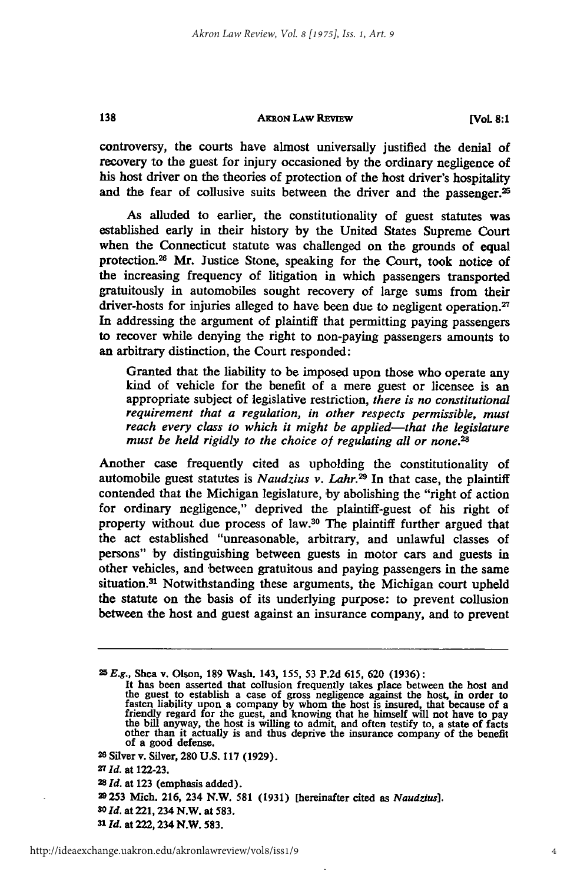controversy, the courts have almost universally justified the denial of recovery to the guest for injury occasioned by the ordinary negligence of his host driver on the theories of protection of the host driver's hospitality and the fear of collusive suits between the driver and the passenger.[25]

As alluded to earlier, the constitutionality of guest statutes was established early in their history by the United States Supreme Court when the Connecticut statute was challenged on the grounds of equal protection.[26] Mr. Justice Stone, speaking for the Court, took notice of the increasing frequency of litigation in which passengers transported gratuitously in automobiles sought recovery of large sums from their driver-hosts for injuries alleged to have been due to negligent operation.[27] In addressing the argument of plaintiff that permitting paying passengers to recover while denying the right to non-paying passengers amounts to an arbitrary distinction, the Court responded:

> Granted that the liability to be imposed upon those who operate any kind of vehicle for the benefit of a mere guest or licensee is an appropriate subject of legislative restriction, *there is no constitutional requirement that a regulation, in other respects permissible, must reach every class to which it might be applied—that the legislature must be held rigidly to the choice of regulating all or none.*[28]

Another case frequently cited as upholding the constitutionality of automobile guest statutes is *Naudzius v. Lahr.*[29] In that case, the plaintiff contended that the Michigan legislature, by abolishing the "right of action for ordinary negligence," deprived the plaintiff-guest of his right of property without due process of law.[30] The plaintiff further argued that the act established "unreasonable, arbitrary, and unlawful classes of persons" by distinguishing between guests in motor cars and guests in other vehicles, and between gratuitous and paying passengers in the same situation.[31] Notwithstanding these arguments, the Michigan court upheld the statute on the basis of its underlying purpose: to prevent collusion between the host and guest against an insurance company, and to prevent

---

[25] *E.g.*, Shea v. Olson, 189 Wash. 143, 155, 53 P.2d 615, 620 (1936):

> It has been asserted that collusion frequently takes place between the host and the guest to establish a case of gross negligence against the host, in order to fasten liability upon a company by whom the host is insured, that because of a friendly regard for the guest, and knowing that he himself will not have to pay the bill anyway, the host is willing to admit, and often testify to, a state of facts other than it actually is and thus deprive the insurance company of the benefit of a good defense.

[26] Silver v. Silver, 280 U.S. 117 (1929).

[27] *Id.* at 122-23.

[28] *Id.* at 123 (emphasis added).

[29] 253 Mich. 216, 234 N.W. 581 (1931) [hereinafter cited as *Naudzius*].

[30] *Id.* at 221, 234 N.W. at 583.

[31] *Id.* at 222, 234 N.W. 583.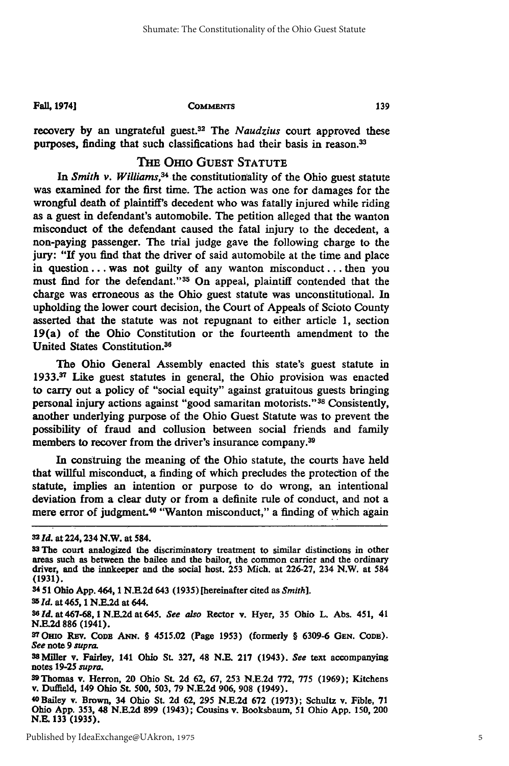recovery by an ungrateful guest.[32] The *Naudzius* court approved these purposes, finding that such classifications had their basis in reason.[33]

## THE OHIO GUEST STATUTE

In *Smith v. Williams*,[34] the constitutionality of the Ohio guest statute was examined for the first time. The action was one for damages for the wrongful death of plaintiff's decedent who was fatally injured while riding as a guest in defendant's automobile. The petition alleged that the wanton misconduct of the defendant caused the fatal injury to the decedent, a non-paying passenger. The trial judge gave the following charge to the jury: "If you find that the driver of said automobile at the time and place in question . . . was not guilty of any wanton misconduct . . . then you must find for the defendant."[35] On appeal, plaintiff contended that the charge was erroneous as the Ohio guest statute was unconstitutional. In upholding the lower court decision, the Court of Appeals of Scioto County asserted that the statute was not repugnant to either article 1, section 19(a) of the Ohio Constitution or the fourteenth amendment to the United States Constitution.[36]

The Ohio General Assembly enacted this state's guest statute in 1933.[37] Like guest statutes in general, the Ohio provision was enacted to carry out a policy of "social equity" against gratuitous guests bringing personal injury actions against "good samaritan motorists."[38] Consistently, another underlying purpose of the Ohio Guest Statute was to prevent the possibility of fraud and collusion between social friends and family members to recover from the driver's insurance company.[39]

In construing the meaning of the Ohio statute, the courts have held that willful misconduct, a finding of which precludes the protection of the statute, implies an intention or purpose to do wrong, an intentional deviation from a clear duty or from a definite rule of conduct, and not a mere error of judgment.[40] "Wanton misconduct," a finding of which again

---

[32] *Id.* at 224, 234 N.W. at 584.

[33] The court analogized the discriminatory treatment to similar distinctions in other areas such as between the bailee and the bailor, the common carrier and the ordinary driver, and the innkeeper and the social host. 253 Mich. at 226-27, 234 N.W. at 584 (1931).

[34] 51 Ohio App. 464, 1 N.E.2d 643 (1935) [hereinafter cited as *Smith*].

[35] *Id.* at 465, 1 N.E.2d at 644.

[36] *Id.* at 467-68, 1 N.E.2d at 645. *See also* Rector v. Hyer, 35 Ohio L. Abs. 451, 41 N.E.2d 886 (1941).

[37] OHIO REV. CODE ANN. § 4515.02 (Page 1953) (formerly § 6309-6 GEN. CODE). *See* note 9 *supra*.

[38] Miller v. Fairley, 141 Ohio St. 327, 48 N.E. 217 (1943). *See* text accompanying notes 19-25 *supra*.

[39] Thomas v. Herron, 20 Ohio St. 2d 62, 67, 253 N.E.2d 772, 775 (1969); Kitchens v. Duffield, 149 Ohio St. 500, 503, 79 N.E.2d 906, 908 (1949).

[40] Bailey v. Brown, 34 Ohio St. 2d 62, 295 N.E.2d 672 (1973); Schultz v. Fible, 71 Ohio App. 353, 48 N.E.2d 899 (1943); Cousins v. Booksbaum, 51 Ohio App. 150, 200 N.E. 133 (1935).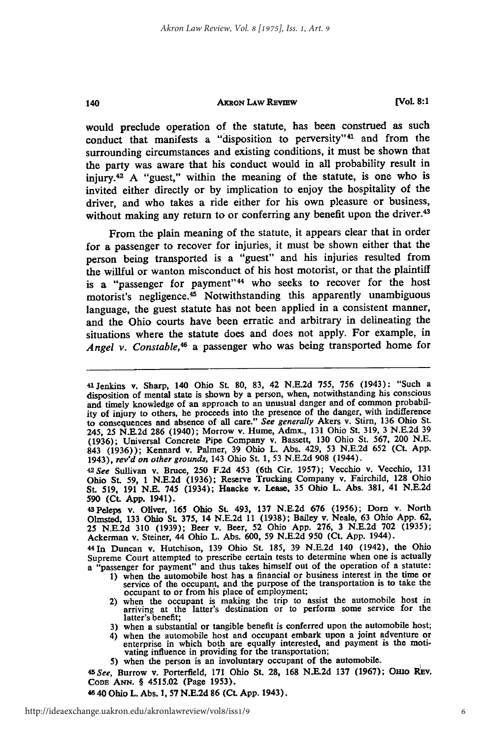would preclude operation of the statute, has been construed as such conduct that manifests a "disposition to perversity"[41] and from the surrounding circumstances and existing conditions, it must be shown that the party was aware that his conduct would in all probability result in injury.[42] A "guest," within the meaning of the statute, is one who is invited either directly or by implication to enjoy the hospitality of the driver, and who takes a ride either for his own pleasure or business, without making any return to or conferring any benefit upon the driver.[43]

From the plain meaning of the statute, it appears clear that in order for a passenger to recover for injuries, it must be shown either that the person being transported is a "guest" and his injuries resulted from the willful or wanton misconduct of his host motorist, or that the plaintiff is a "passenger for payment"[44] who seeks to recover for the host motorist's negligence.[45] Notwithstanding this apparently unambiguous language, the guest statute has not been applied in a consistent manner, and the Ohio courts have been erratic and arbitrary in delineating the situations where the statute does and does not apply. For example, in *Angel v. Constable*,[46] a passenger who was being transported home for

---

[41] Jenkins v. Sharp, 140 Ohio St. 80, 83, 42 N.E.2d 755, 756 (1943): "Such a disposition of mental state is shown by a person, when, notwithstanding his conscious and timely knowledge of an approach to an unusual danger and of common probability of injury to others, he proceeds into the presence of the danger, with indifference to consequences and absence of all care." *See generally* Akers v. Stirn, 136 Ohio St. 245, 25 N.E.2d 286 (1940); Morrow v. Hume, Admx., 131 Ohio St. 319, 3 N.E.2d 39 (1936); Universal Concrete Pipe Company v. Bassett, 130 Ohio St. 567, 200 N.E. 843 (1936)); Kennard v. Palmer, 39 Ohio L. Abs. 429, 53 N.E.2d 652 (Ct. App. 1943), *rev'd on other grounds*, 143 Ohio St. 1, 53 N.E.2d 908 (1944).

[42] *See* Sullivan v. Bruce, 250 F.2d 453 (6th Cir. 1957); Vecchio v. Vecchio, 131 Ohio St. 59, 1 N.E.2d (1936); Reserve Trucking Company v. Fairchild, 128 Ohio St. 519, 191 N.E. 745 (1934); Haacke v. Lease, 35 Ohio L. Abs. 381, 41 N.E.2d 590 (Ct. App. 1941).

[43] Peleps v. Oliver, 165 Ohio St. 493, 137 N.E.2d 676 (1956); Dorn v. North Olmsted, 133 Ohio St. 375, 14 N.E.2d 11 (1938); Bailey v. Neale, 63 Ohio App. 62, 25 N.E.2d 310 (1939); Beer v. Beer, 52 Ohio App. 276, 3 N.E.2d 702 (1935); Ackerman v. Steiner, 44 Ohio L. Abs. 600, 59 N.E.2d 950 (Ct. App. 1944).

[44] In Duncan v. Hutchison, 139 Ohio St. 185, 39 N.E.2d 140 (1942), the Ohio Supreme Court attempted to prescribe certain tests to determine when one is actually a "passenger for payment" and thus takes himself out of the operation of a statute:

1) when the automobile host has a financial or business interest in the time or service of the occupant, and the purpose of the transportation is to take the occupant to or from his place of employment;
2) when the occupant is making the trip to assist the automobile host in arriving at the latter's destination or to perform some service for the latter's benefit;
3) when a substantial or tangible benefit is conferred upon the automobile host;
4) when the automobile host and occupant embark upon a joint adventure or enterprise in which both are equally interested, and payment is the motivating influence in providing for the transportation;
5) when the person is an involuntary occupant of the automobile.

[45] *See*, Burrow v. Porterfield, 171 Ohio St. 28, 168 N.E.2d 137 (1967); OHIO REV. CODE ANN. § 4515.02 (Page 1953).

[46] 40 Ohio L. Abs. 1, 57 N.E.2d 86 (Ct. App. 1943).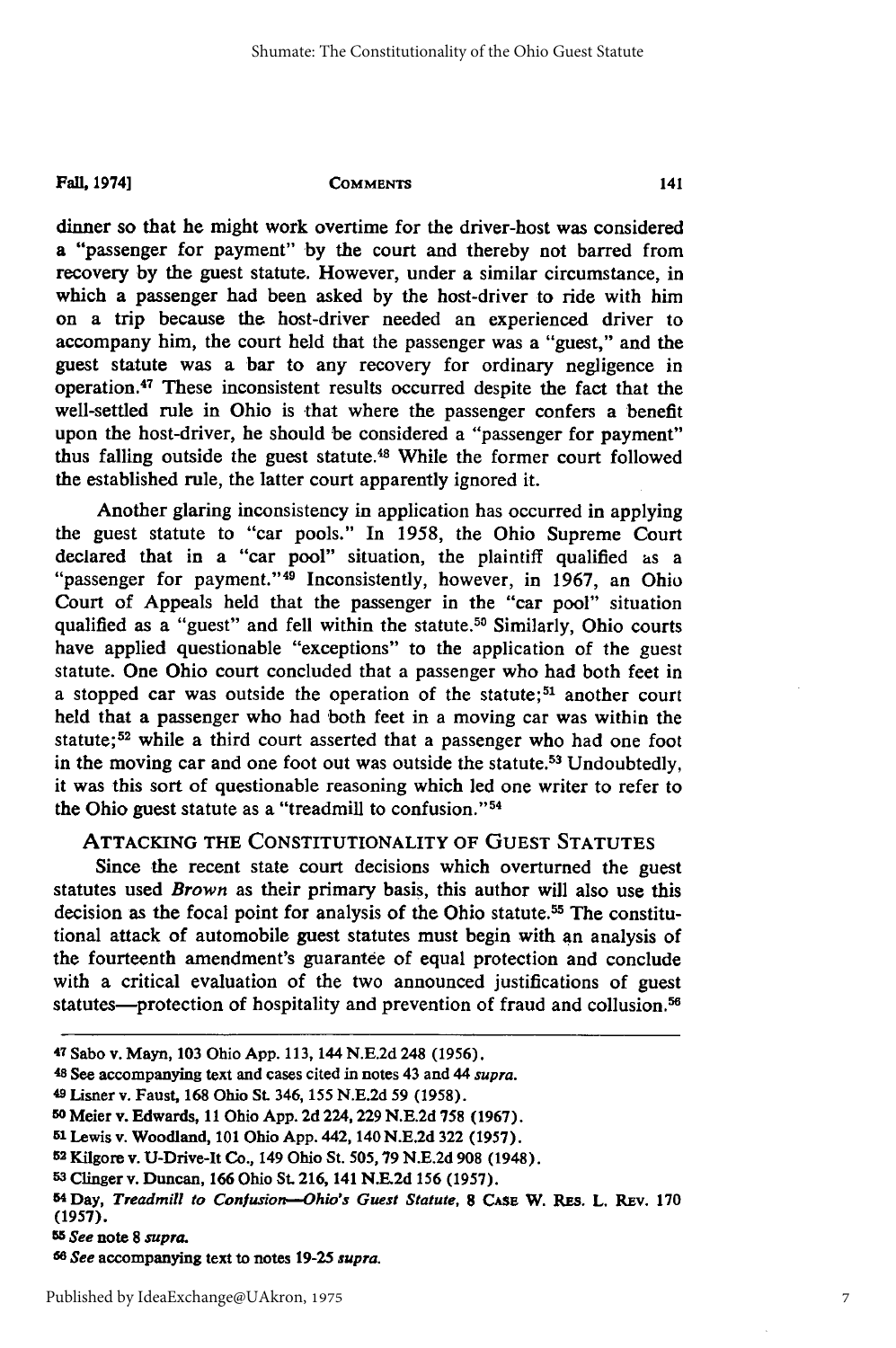dinner so that he might work overtime for the driver-host was considered a "passenger for payment" by the court and thereby not barred from recovery by the guest statute. However, under a similar circumstance, in which a passenger had been asked by the host-driver to ride with him on a trip because the host-driver needed an experienced driver to accompany him, the court held that the passenger was a "guest," and the guest statute was a bar to any recovery for ordinary negligence in operation.[47] These inconsistent results occurred despite the fact that the well-settled rule in Ohio is that where the passenger confers a benefit upon the host-driver, he should be considered a "passenger for payment" thus falling outside the guest statute.[48] While the former court followed the established rule, the latter court apparently ignored it.

Another glaring inconsistency in application has occurred in applying the guest statute to "car pools." In 1958, the Ohio Supreme Court declared that in a "car pool" situation, the plaintiff qualified as a "passenger for payment."[49] Inconsistently, however, in 1967, an Ohio Court of Appeals held that the passenger in the "car pool" situation qualified as a "guest" and fell within the statute.[50] Similarly, Ohio courts have applied questionable "exceptions" to the application of the guest statute. One Ohio court concluded that a passenger who had both feet in a stopped car was outside the operation of the statute;[51] another court held that a passenger who had both feet in a moving car was within the statute;[52] while a third court asserted that a passenger who had one foot in the moving car and one foot out was outside the statute.[53] Undoubtedly, it was this sort of questionable reasoning which led one writer to refer to the Ohio guest statute as a "treadmill to confusion."[54]

## ATTACKING THE CONSTITUTIONALITY OF GUEST STATUTES

Since the recent state court decisions which overturned the guest statutes used *Brown* as their primary basis, this author will also use this decision as the focal point for analysis of the Ohio statute.[55] The constitutional attack of automobile guest statutes must begin with an analysis of the fourteenth amendment's guarantee of equal protection and conclude with a critical evaluation of the two announced justifications of guest statutes—protection of hospitality and prevention of fraud and collusion.[56]

---

[47] Sabo v. Mayn, 103 Ohio App. 113, 144 N.E.2d 248 (1956).

[48] See accompanying text and cases cited in notes 43 and 44 *supra*.

[49] Lisner v. Faust, 168 Ohio St. 346, 155 N.E.2d 59 (1958).

[50] Meier v. Edwards, 11 Ohio App. 2d 224, 229 N.E.2d 758 (1967).

[51] Lewis v. Woodland, 101 Ohio App. 442, 140 N.E.2d 322 (1957).

[52] Kilgore v. U-Drive-It Co., 149 Ohio St. 505, 79 N.E.2d 908 (1948).

[53] Clinger v. Duncan, 166 Ohio St. 216, 141 N.E.2d 156 (1957).

[54] Day, *Treadmill to Confusion—Ohio's Guest Statute*, 8 CASE W. RES. L. REV. 170 (1957).

[55] *See* note 8 *supra*.

[56] *See* accompanying text to notes 19-25 *supra*.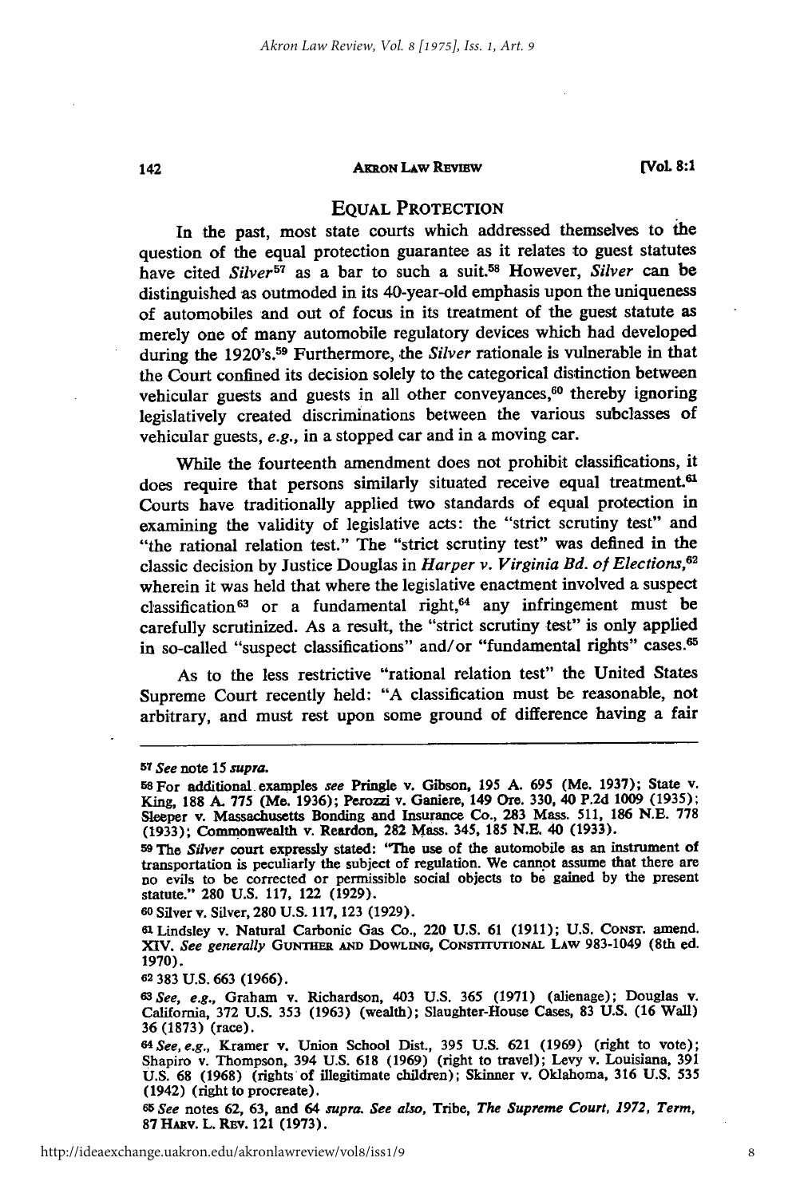## EQUAL PROTECTION

In the past, most state courts which addressed themselves to the question of the equal protection guarantee as it relates to guest statutes have cited *Silver*[57] as a bar to such a suit.[58] However, *Silver* can be distinguished as outmoded in its 40-year-old emphasis upon the uniqueness of automobiles and out of focus in its treatment of the guest statute as merely one of many automobile regulatory devices which had developed during the 1920's.[59] Furthermore, the *Silver* rationale is vulnerable in that the Court confined its decision solely to the categorical distinction between vehicular guests and guests in all other conveyances,[60] thereby ignoring legislatively created discriminations between the various subclasses of vehicular guests, *e.g.*, in a stopped car and in a moving car.

While the fourteenth amendment does not prohibit classifications, it does require that persons similarly situated receive equal treatment.[61] Courts have traditionally applied two standards of equal protection in examining the validity of legislative acts: the "strict scrutiny test" and "the rational relation test." The "strict scrutiny test" was defined in the classic decision by Justice Douglas in *Harper v. Virginia Bd. of Elections*,[62] wherein it was held that where the legislative enactment involved a suspect classification[63] or a fundamental right,[64] any infringement must be carefully scrutinized. As a result, the "strict scrutiny test" is only applied in so-called "suspect classifications" and/or "fundamental rights" cases.[65]

As to the less restrictive "rational relation test" the United States Supreme Court recently held: "A classification must be reasonable, not arbitrary, and must rest upon some ground of difference having a fair

---

[57] *See* note 15 *supra*.

[58] For additional examples *see* Pringle v. Gibson, 195 A. 695 (Me. 1937); State v. King, 188 A. 775 (Me. 1936); Perozzi v. Ganiere, 149 Ore. 330, 40 P.2d 1009 (1935); Sleeper v. Massachusetts Bonding and Insurance Co., 283 Mass. 511, 186 N.E. 778 (1933); Commonwealth v. Reardon, 282 Mass. 345, 185 N.E. 40 (1933).

[59] The *Silver* court expressly stated: "The use of the automobile as an instrument of transportation is peculiarly the subject of regulation. We cannot assume that there are no evils to be corrected or permissible social objects to be gained by the present statute." 280 U.S. 117, 122 (1929).

[60] Silver v. Silver, 280 U.S. 117, 123 (1929).

[61] Lindsley v. Natural Carbonic Gas Co., 220 U.S. 61 (1911); U.S. CONST. amend. XIV. *See generally* GUNTHER AND DOWLING, CONSTITUTIONAL LAW 983-1049 (8th ed. 1970).

[62] 383 U.S. 663 (1966).

[63] *See, e.g.*, Graham v. Richardson, 403 U.S. 365 (1971) (alienage); Douglas v. California, 372 U.S. 353 (1963) (wealth); Slaughter-House Cases, 83 U.S. (16 Wall) 36 (1873) (race).

[64] *See, e.g.*, Kramer v. Union School Dist., 395 U.S. 621 (1969) (right to vote); Shapiro v. Thompson, 394 U.S. 618 (1969) (right to travel); Levy v. Louisiana, 391 U.S. 68 (1968) (rights of illegitimate children); Skinner v. Oklahoma, 316 U.S. 535 (1942) (right to procreate).

[65] *See* notes 62, 63, and 64 *supra*. *See also*, Tribe, *The Supreme Court, 1972, Term*, 87 HARV. L. REV. 121 (1973).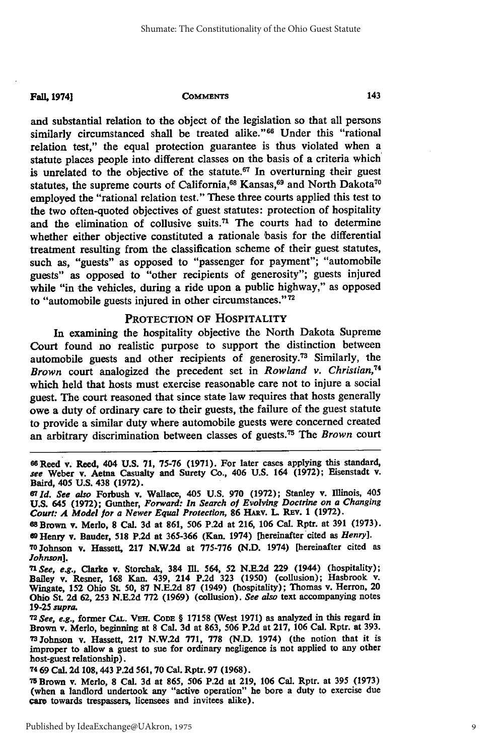and substantial relation to the object of the legislation so that all persons similarly circumstanced shall be treated alike."[66] Under this "rational relation test," the equal protection guarantee is thus violated when a statute places people into different classes on the basis of a criteria which is unrelated to the objective of the statute.[67] In overturning their guest statutes, the supreme courts of California,[68] Kansas,[69] and North Dakota[70] employed the "rational relation test." These three courts applied this test to the two often-quoted objectives of guest statutes: protection of hospitality and the elimination of collusive suits.[71] The courts had to determine whether either objective constituted a rationale basis for the differential treatment resulting from the classification scheme of their guest statutes, such as, "guests" as opposed to "passenger for payment"; "automobile guests" as opposed to "other recipients of generosity"; guests injured while "in the vehicles, during a ride upon a public highway," as opposed to "automobile guests injured in other circumstances."[72]

## PROTECTION OF HOSPITALITY

In examining the hospitality objective the North Dakota Supreme Court found no realistic purpose to support the distinction between automobile guests and other recipients of generosity.[73] Similarly, the *Brown* court analogized the precedent set in *Rowland v. Christian*,[74] which held that hosts must exercise reasonable care not to injure a social guest. The court reasoned that since state law requires that hosts generally owe a duty of ordinary care to their guests, the failure of the guest statute to provide a similar duty where automobile guests were concerned created an arbitrary discrimination between classes of guests.[75] The *Brown* court

---

[66] Reed v. Reed, 404 U.S. 71, 75-76 (1971). For later cases applying this standard, *see* Weber v. Aetna Casualty and Surety Co., 406 U.S. 164 (1972); Eisenstadt v. Baird, 405 U.S. 438 (1972).

[67] *Id. See also* Forbush v. Wallace, 405 U.S. 970 (1972); Stanley v. Illinois, 405 U.S. 645 (1972); Gunther, *Forward: In Search of Evolving Doctrine on a Changing Court: A Model for a Newer Equal Protection*, 86 HARV. L. REV. 1 (1972).

[68] Brown v. Merlo, 8 Cal. 3d at 861, 506 P.2d at 216, 106 Cal. Rptr. at 391 (1973).

[69] Henry v. Bauder, 518 P.2d at 365-366 (Kan. 1974) [hereinafter cited as *Henry*].

[70] Johnson v. Hassett, 217 N.W.2d at 775-776 (N.D. 1974) [hereinafter cited as *Johnson*].

[71] *See, e.g.*, Clarke v. Storchak, 384 Ill. 564, 52 N.E.2d 229 (1944) (hospitality); Bailey v. Resner, 168 Kan. 439, 214 P.2d 323 (1950) (collusion); Hasbrook v. Wingate, 152 Ohio St. 50, 87 N.E.2d 87 (1949) (hospitality); Thomas v. Herron, 20 Ohio St. 2d 62, 253 N.E.2d 772 (1969) (collusion). *See also* text accompanying notes 19-25 *supra*.

[72] *See, e.g.*, former CAL. VEH. CODE § 17158 (West 1971) as analyzed in this regard in Brown v. Merlo, beginning at 8 Cal. 3d at 863, 506 P.2d at 217, 106 Cal. Rptr. at 393.

[73] Johnson v. Hassett, 217 N.W.2d 771, 778 (N.D. 1974) (the notion that it is improper to allow a guest to sue for ordinary negligence is not applied to any other host-guest relationship).

[74] 69 Cal. 2d 108, 443 P.2d 561, 70 Cal. Rptr. 97 (1968).

[75] Brown v. Merlo, 8 Cal. 3d at 865, 506 P.2d at 219, 106 Cal. Rptr. at 395 (1973) (when a landlord undertook any "active operation" he bore a duty to exercise due care towards trespassers, licensees and invitees alike).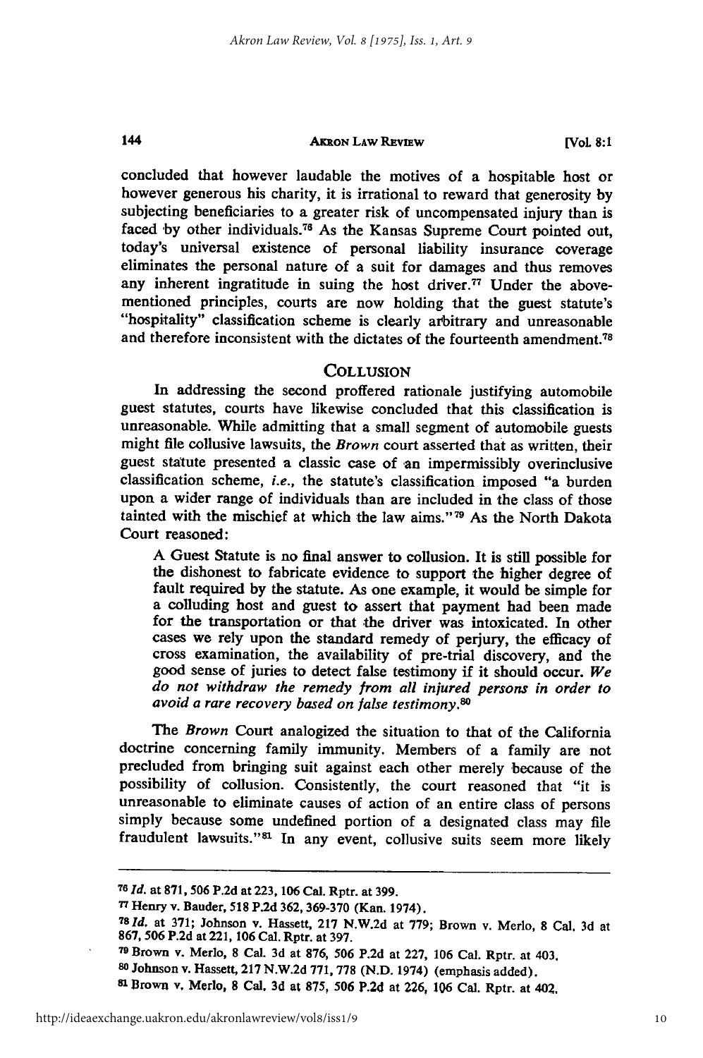concluded that however laudable the motives of a hospitable host or however generous his charity, it is irrational to reward that generosity by subjecting beneficiaries to a greater risk of uncompensated injury than is faced by other individuals.[76] As the Kansas Supreme Court pointed out, today's universal existence of personal liability insurance coverage eliminates the personal nature of a suit for damages and thus removes any inherent ingratitude in suing the host driver.[77] Under the above-mentioned principles, courts are now holding that the guest statute's "hospitality" classification scheme is clearly arbitrary and unreasonable and therefore inconsistent with the dictates of the fourteenth amendment.[78]

## COLLUSION

In addressing the second proffered rationale justifying automobile guest statutes, courts have likewise concluded that this classification is unreasonable. While admitting that a small segment of automobile guests might file collusive lawsuits, the *Brown* court asserted that as written, their guest statute presented a classic case of an impermissibly overinclusive classification scheme, *i.e.*, the statute's classification imposed "a burden upon a wider range of individuals than are included in the class of those tainted with the mischief at which the law aims."[79] As the North Dakota Court reasoned:

> A Guest Statute is no final answer to collusion. It is still possible for the dishonest to fabricate evidence to support the higher degree of fault required by the statute. As one example, it would be simple for a colluding host and guest to assert that payment had been made for the transportation or that the driver was intoxicated. In other cases we rely upon the standard remedy of perjury, the efficacy of cross examination, the availability of pre-trial discovery, and the good sense of juries to detect false testimony if it should occur. *We do not withdraw the remedy from all injured persons in order to avoid a rare recovery based on false testimony.*[80]

The *Brown* Court analogized the situation to that of the California doctrine concerning family immunity. Members of a family are not precluded from bringing suit against each other merely because of the possibility of collusion. Consistently, the court reasoned that "it is unreasonable to eliminate causes of action of an entire class of persons simply because some undefined portion of a designated class may file fraudulent lawsuits."[81] In any event, collusive suits seem more likely

---

[76] *Id.* at 871, 506 P.2d at 223, 106 Cal. Rptr. at 399.

[77] Henry v. Bauder, 518 P.2d 362, 369-370 (Kan. 1974).

[78] *Id.* at 371; Johnson v. Hassett, 217 N.W.2d at 779; Brown v. Merlo, 8 Cal. 3d at 867, 506 P.2d at 221, 106 Cal. Rptr. at 397.

[79] Brown v. Merlo, 8 Cal. 3d at 876, 506 P.2d at 227, 106 Cal. Rptr. at 403.

[80] Johnson v. Hassett, 217 N.W.2d 771, 778 (N.D. 1974) (emphasis added).

[81] Brown v. Merlo, 8 Cal. 3d at 875, 506 P.2d at 226, 106 Cal. Rptr. at 402.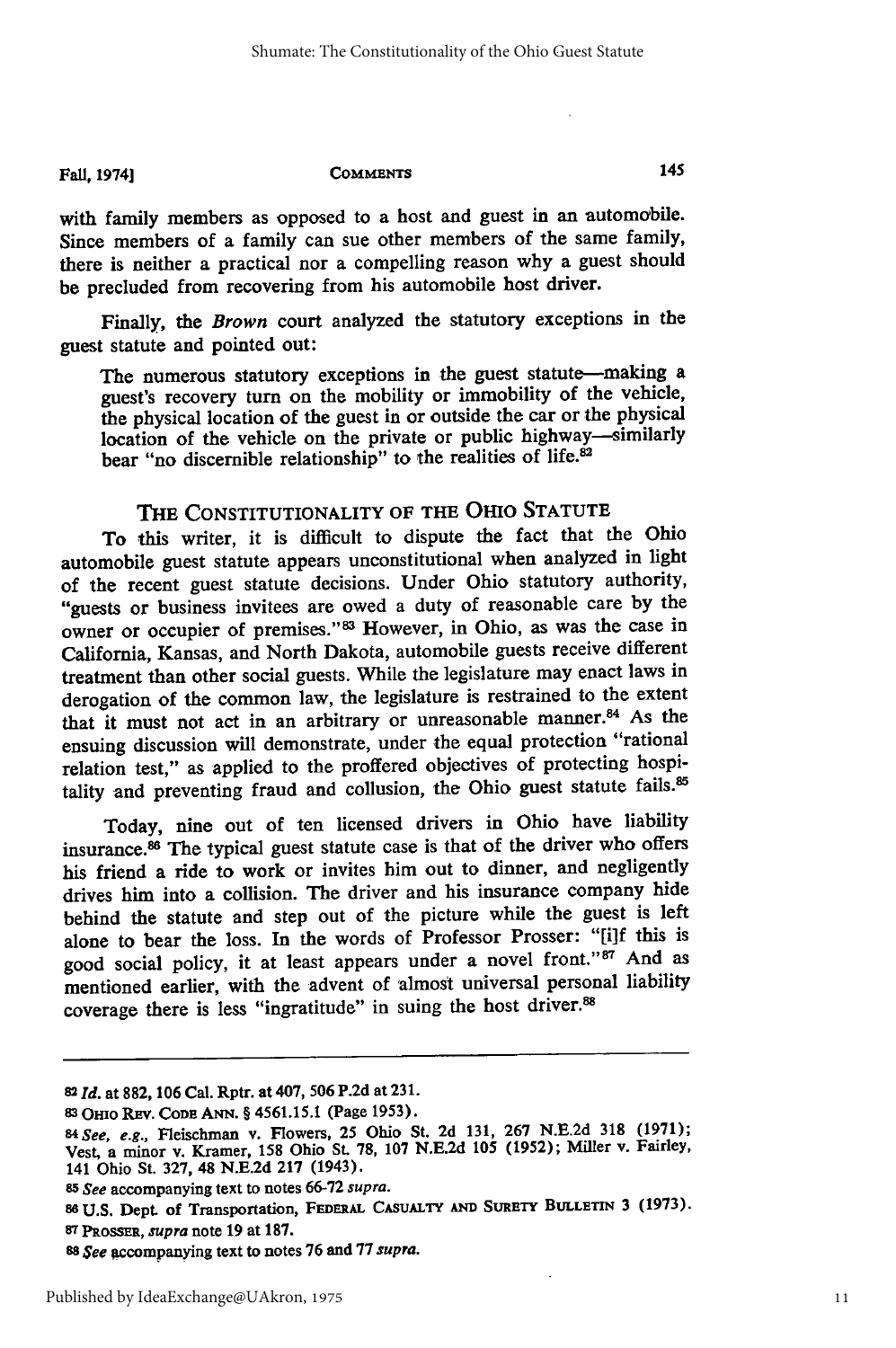with family members as opposed to a host and guest in an automobile. Since members of a family can sue other members of the same family, there is neither a practical nor a compelling reason why a guest should be precluded from recovering from his automobile host driver.

Finally, the *Brown* court analyzed the statutory exceptions in the guest statute and pointed out:

> The numerous statutory exceptions in the guest statute—making a guest's recovery turn on the mobility or immobility of the vehicle, the physical location of the guest in or outside the car or the physical location of the vehicle on the private or public highway—similarly bear "no discernible relationship" to the realities of life.[82]

## The Constitutionality of the Ohio Statute

To this writer, it is difficult to dispute the fact that the Ohio automobile guest statute appears unconstitutional when analyzed in light of the recent guest statute decisions. Under Ohio statutory authority, "guests or business invitees are owed a duty of reasonable care by the owner or occupier of premises."[83] However, in Ohio, as was the case in California, Kansas, and North Dakota, automobile guests receive different treatment than other social guests. While the legislature may enact laws in derogation of the common law, the legislature is restrained to the extent that it must not act in an arbitrary or unreasonable manner.[84] As the ensuing discussion will demonstrate, under the equal protection "rational relation test," as applied to the proffered objectives of protecting hospitality and preventing fraud and collusion, the Ohio guest statute fails.[85]

Today, nine out of ten licensed drivers in Ohio have liability insurance.[86] The typical guest statute case is that of the driver who offers his friend a ride to work or invites him out to dinner, and negligently drives him into a collision. The driver and his insurance company hide behind the statute and step out of the picture while the guest is left alone to bear the loss. In the words of Professor Prosser: "[i]f this is good social policy, it at least appears under a novel front."[87] And as mentioned earlier, with the advent of almost universal personal liability coverage there is less "ingratitude" in suing the host driver.[88]

---

[82] *Id.* at 882, 106 Cal. Rptr. at 407, 506 P.2d at 231.

[83] Ohio Rev. Code Ann. § 4561.15.1 (Page 1953).

[84] *See, e.g.*, Fleischman v. Flowers, 25 Ohio St. 2d 131, 267 N.E.2d 318 (1971); Vest, a minor v. Kramer, 158 Ohio St. 78, 107 N.E.2d 105 (1952); Miller v. Fairley, 141 Ohio St. 327, 48 N.E.2d 217 (1943).

[85] *See* accompanying text to notes 66-72 *supra*.

[86] U.S. Dept. of Transportation, Federal Casualty and Surety Bulletin 3 (1973).

[87] Prosser, *supra* note 19 at 187.

[88] *See* accompanying text to notes 76 and 77 *supra*.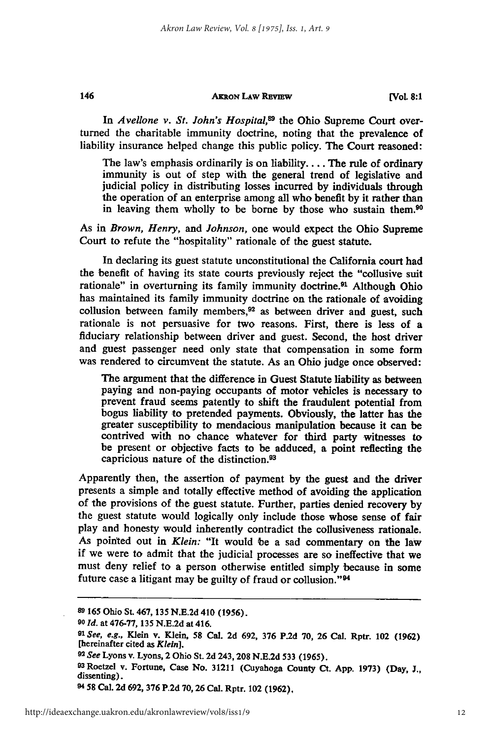In *Avellone v. St. John's Hospital*,[89] the Ohio Supreme Court overturned the charitable immunity doctrine, noting that the prevalence of liability insurance helped change this public policy. The Court reasoned:

> The law's emphasis ordinarily is on liability. . . . The rule of ordinary immunity is out of step with the general trend of legislative and judicial policy in distributing losses incurred by individuals through the operation of an enterprise among all who benefit by it rather than in leaving them wholly to be borne by those who sustain them.[90]

As in *Brown, Henry,* and *Johnson,* one would expect the Ohio Supreme Court to refute the "hospitality" rationale of the guest statute.

In declaring its guest statute unconstitutional the California court had the benefit of having its state courts previously reject the "collusive suit rationale" in overturning its family immunity doctrine.[91] Although Ohio has maintained its family immunity doctrine on the rationale of avoiding collusion between family members,[92] as between driver and guest, such rationale is not persuasive for two reasons. First, there is less of a fiduciary relationship between driver and guest. Second, the host driver and guest passenger need only state that compensation in some form was rendered to circumvent the statute. As an Ohio judge once observed:

> The argument that the difference in Guest Statute liability as between paying and non-paying occupants of motor vehicles is necessary to prevent fraud seems patently to shift the fraudulent potential from bogus liability to pretended payments. Obviously, the latter has the greater susceptibility to mendacious manipulation because it can be contrived with no chance whatever for third party witnesses to be present or objective facts to be adduced, a point reflecting the capricious nature of the distinction.[93]

Apparently then, the assertion of payment by the guest and the driver presents a simple and totally effective method of avoiding the application of the provisions of the guest statute. Further, parties denied recovery by the guest statute would logically only include those whose sense of fair play and honesty would inherently contradict the collusiveness rationale. As pointed out in *Klein:* "It would be a sad commentary on the law if we were to admit that the judicial processes are so ineffective that we must deny relief to a person otherwise entitled simply because in some future case a litigant may be guilty of fraud or collusion."[94]

---

[89] 165 Ohio St. 467, 135 N.E.2d 410 (1956).

[90] *Id.* at 476-77, 135 N.E.2d at 416.

[91] *See, e.g.,* Klein v. Klein, 58 Cal. 2d 692, 376 P.2d 70, 26 Cal. Rptr. 102 (1962) [hereinafter cited as *Klein*].

[92] *See* Lyons v. Lyons, 2 Ohio St. 2d 243, 208 N.E.2d 533 (1965).

[93] Roetzel v. Fortune, Case No. 31211 (Cuyahoga County Ct. App. 1973) (Day, J., dissenting).

[94] 58 Cal. 2d 692, 376 P.2d 70, 26 Cal. Rptr. 102 (1962).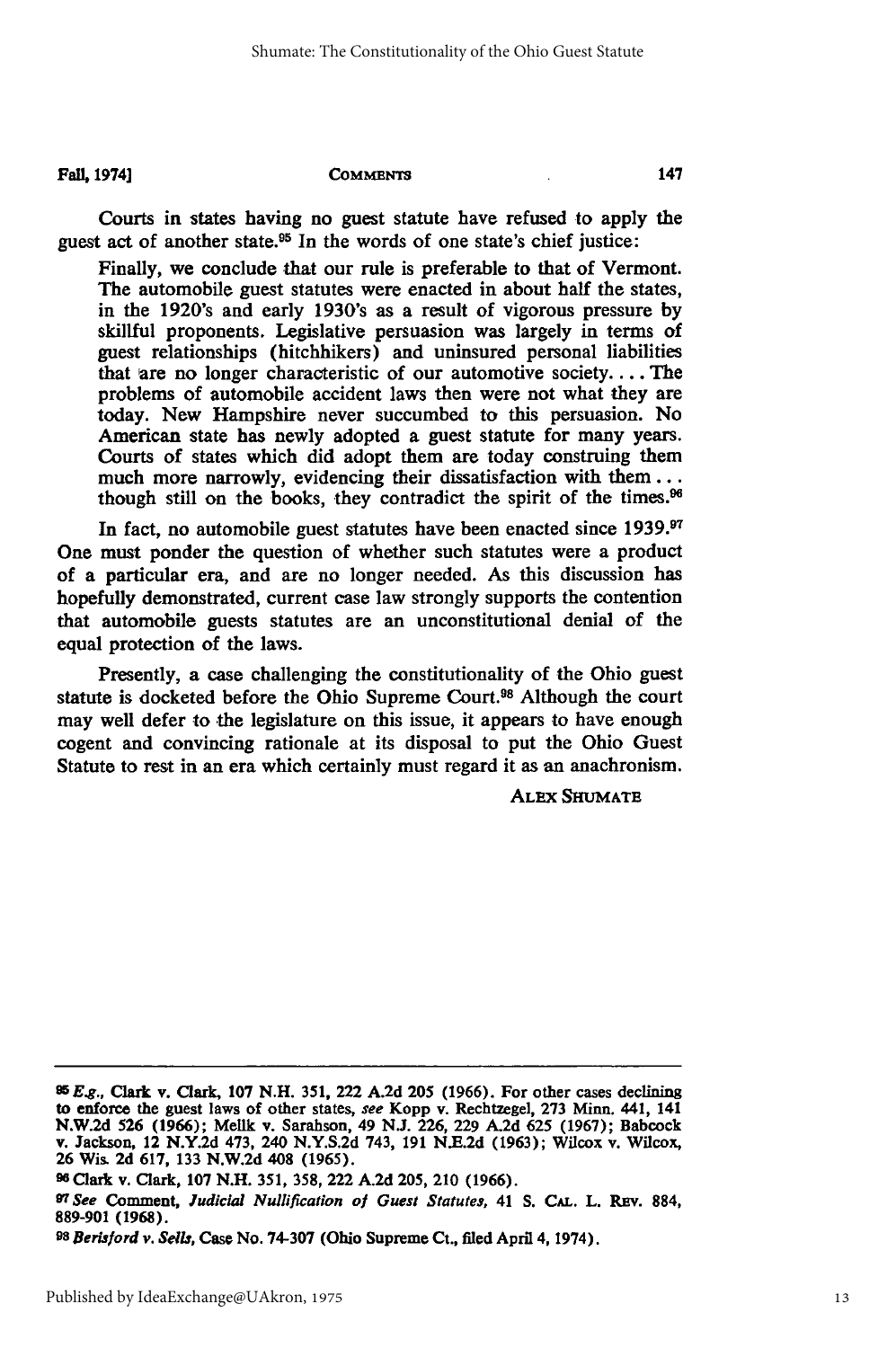Courts in states having no guest statute have refused to apply the guest act of another state.[95] In the words of one state's chief justice:

> Finally, we conclude that our rule is preferable to that of Vermont. The automobile guest statutes were enacted in about half the states, in the 1920's and early 1930's as a result of vigorous pressure by skillful proponents. Legislative persuasion was largely in terms of guest relationships (hitchhikers) and uninsured personal liabilities that are no longer characteristic of our automotive society. . . . The problems of automobile accident laws then were not what they are today. New Hampshire never succumbed to this persuasion. No American state has newly adopted a guest statute for many years. Courts of states which did adopt them are today construing them much more narrowly, evidencing their dissatisfaction with them . . . though still on the books, they contradict the spirit of the times.[96]

In fact, no automobile guest statutes have been enacted since 1939.[97] One must ponder the question of whether such statutes were a product of a particular era, and are no longer needed. As this discussion has hopefully demonstrated, current case law strongly supports the contention that automobile guests statutes are an unconstitutional denial of the equal protection of the laws.

Presently, a case challenging the constitutionality of the Ohio guest statute is docketed before the Ohio Supreme Court.[98] Although the court may well defer to the legislature on this issue, it appears to have enough cogent and convincing rationale at its disposal to put the Ohio Guest Statute to rest in an era which certainly must regard it as an anachronism.

ALEX SHUMATE

---

[95] *E.g.*, Clark v. Clark, 107 N.H. 351, 222 A.2d 205 (1966). For other cases declining to enforce the guest laws of other states, *see* Kopp v. Rechtzegel, 273 Minn. 441, 141 N.W.2d 526 (1966); Mellk v. Sarahson, 49 N.J. 226, 229 A.2d 625 (1967); Babcock v. Jackson, 12 N.Y.2d 473, 240 N.Y.S.2d 743, 191 N.E.2d (1963); Wilcox v. Wilcox, 26 Wis. 2d 617, 133 N.W.2d 408 (1965).

[96] Clark v. Clark, 107 N.H. 351, 358, 222 A.2d 205, 210 (1966).

[97] *See* Comment, *Judicial Nullification of Guest Statutes*, 41 S. CAL. L. REV. 884, 889-901 (1968).

[98] *Berisford v. Sells*, Case No. 74-307 (Ohio Supreme Ct., filed April 4, 1974).